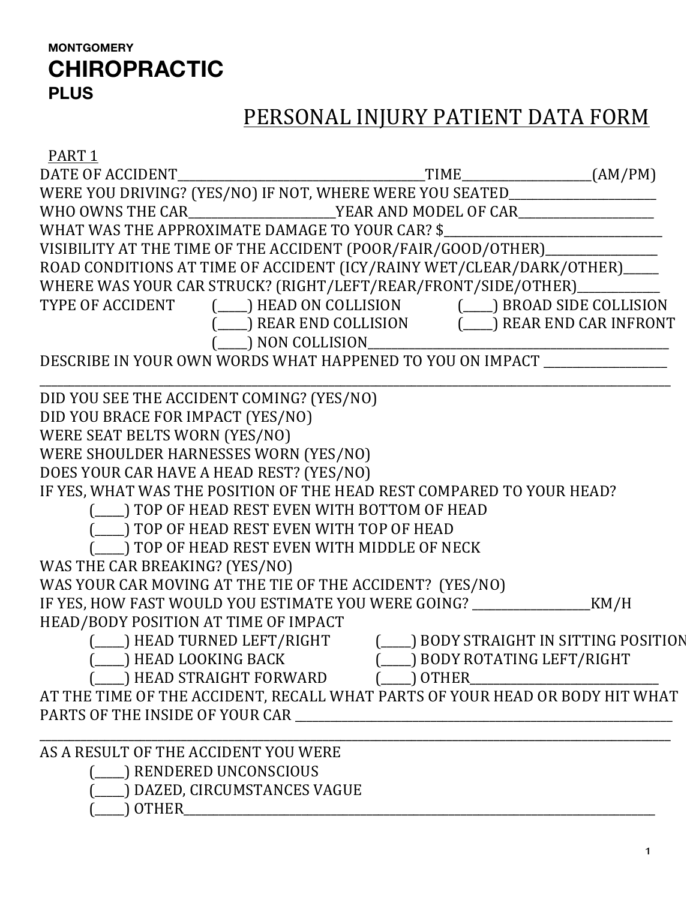MONTGOMERY
# CHIROPRACTIC
PLUS

## PERSONAL INJURY PATIENT DATA FORM

PART 1

DATE OF ACCIDENT__________________________________________TIME______________________(AM/PM)

WERE YOU DRIVING? (YES/NO) IF NOT, WHERE WERE YOU SEATED__________________________

WHO OWNS THE CAR__________________________YEAR AND MODEL OF CAR________________________

WHAT WAS THE APPROXIMATE DAMAGE TO YOUR CAR? $______________________________________

VISIBILITY AT THE TIME OF THE ACCIDENT (POOR/FAIR/GOOD/OTHER)____________________

ROAD CONDITIONS AT TIME OF ACCIDENT (ICY/RAINY WET/CLEAR/DARK/OTHER)______

WHERE WAS YOUR CAR STRUCK? (RIGHT/LEFT/REAR/FRONT/SIDE/OTHER)______________

TYPE OF ACCIDENT
(_____) HEAD ON COLLISION
(_____) BROAD SIDE COLLISION
(_____) REAR END COLLISION
(_____) REAR END CAR INFRONT
(_____) NON COLLISION________________________________________________________

DESCRIBE IN YOUR OWN WORDS WHAT HAPPENED TO YOU ON IMPACT _____________________
__________________________________________________________________________________________________________

DID YOU SEE THE ACCIDENT COMING? (YES/NO)

DID YOU BRACE FOR IMPACT (YES/NO)

WERE SEAT BELTS WORN (YES/NO)

WERE SHOULDER HARNESSES WORN (YES/NO)

DOES YOUR CAR HAVE A HEAD REST? (YES/NO)

IF YES, WHAT WAS THE POSITION OF THE HEAD REST COMPARED TO YOUR HEAD?
(_____) TOP OF HEAD REST EVEN WITH BOTTOM OF HEAD
(_____) TOP OF HEAD REST EVEN WITH TOP OF HEAD
(_____) TOP OF HEAD REST EVEN WITH MIDDLE OF NECK

WAS THE CAR BREAKING? (YES/NO)

WAS YOUR CAR MOVING AT THE TIE OF THE ACCIDENT? (YES/NO)

IF YES, HOW FAST WOULD YOU ESTIMATE YOU WERE GOING? _____________________KM/H

HEAD/BODY POSITION AT TIME OF IMPACT
(_____) HEAD TURNED LEFT/RIGHT
(_____) BODY STRAIGHT IN SITTING POSITION
(_____) HEAD LOOKING BACK
(_____) BODY ROTATING LEFT/RIGHT
(_____) HEAD STRAIGHT FORWARD
(_____) OTHER________________________________

AT THE TIME OF THE ACCIDENT, RECALL WHAT PARTS OF YOUR HEAD OR BODY HIT WHAT PARTS OF THE INSIDE OF YOUR CAR ____________________________________________________________________
__________________________________________________________________________________________________________

AS A RESULT OF THE ACCIDENT YOU WERE
(_____) RENDERED UNCONSCIOUS
(_____) DAZED, CIRCUMSTANCES VAGUE
(_____) OTHER____________________________________________________________________________________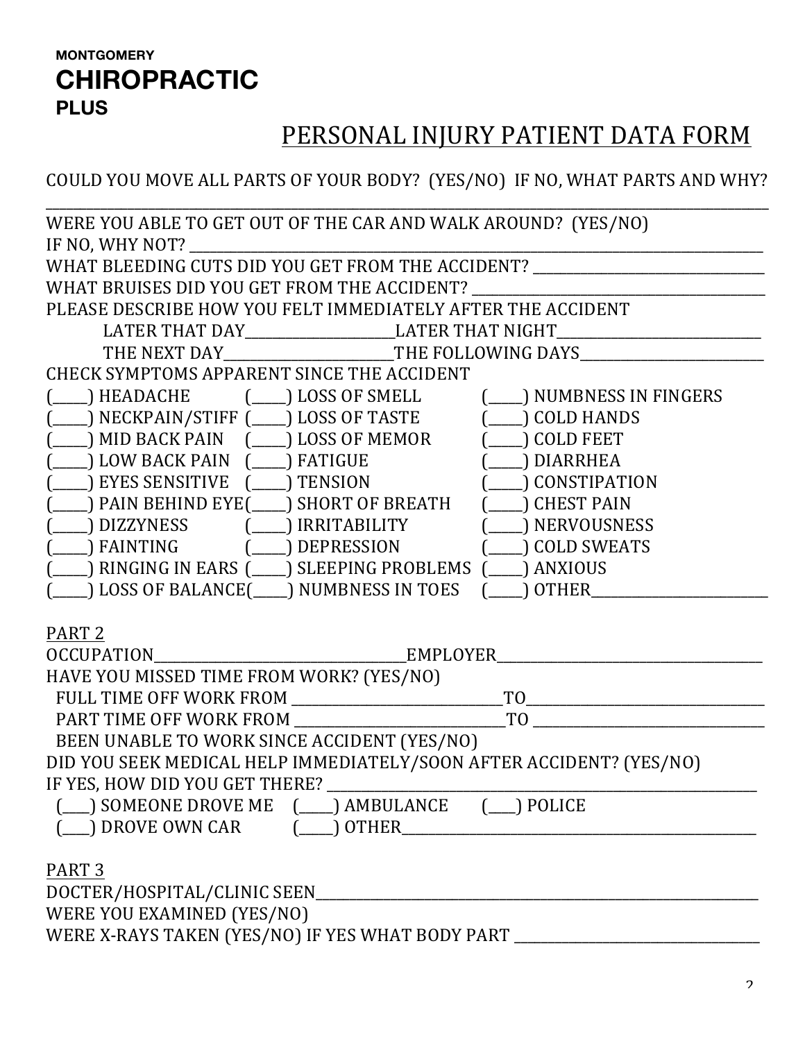**MONTGOMERY**
**CHIROPRACTIC**
**PLUS**

# PERSONAL INJURY PATIENT DATA FORM

COULD YOU MOVE ALL PARTS OF YOUR BODY? (YES/NO) IF NO, WHAT PARTS AND WHY?
_______________________________________________________________________________

WERE YOU ABLE TO GET OUT OF THE CAR AND WALK AROUND? (YES/NO)
IF NO, WHY NOT? ______________________________________________________________
WHAT BLEEDING CUTS DID YOU GET FROM THE ACCIDENT? _________________________
WHAT BRUISES DID YOU GET FROM THE ACCIDENT? ______________________________
PLEASE DESCRIBE HOW YOU FELT IMMEDIATELY AFTER THE ACCIDENT
LATER THAT DAY________________ LATER THAT NIGHT____________________
THE NEXT DAY__________________ THE FOLLOWING DAYS__________________

CHECK SYMPTOMS APPARENT SINCE THE ACCIDENT

| | | |
|---|---|---|
| (_____) HEADACHE | (_____) LOSS OF SMELL | (_____) NUMBNESS IN FINGERS |
| (_____) NECKPAIN/STIFF | (_____) LOSS OF TASTE | (_____) COLD HANDS |
| (_____) MID BACK PAIN | (_____) LOSS OF MEMOR | (_____) COLD FEET |
| (_____) LOW BACK PAIN | (_____) FATIGUE | (_____) DIARRHEA |
| (_____) EYES SENSITIVE | (_____) TENSION | (_____) CONSTIPATION |
| (_____) PAIN BEHIND EYE | (_____) SHORT OF BREATH | (_____) CHEST PAIN |
| (_____) DIZZYNESS | (_____) IRRITABILITY | (_____) NERVOUSNESS |
| (_____) FAINTING | (_____) DEPRESSION | (_____) COLD SWEATS |
| (_____) RINGING IN EARS | (_____) SLEEPING PROBLEMS | (_____) ANXIOUS |
| (_____) LOSS OF BALANCE | (_____) NUMBNESS IN TOES | (_____) OTHER__________________ |

## PART 2

OCCUPATION_________________________ EMPLOYER___________________________
HAVE YOU MISSED TIME FROM WORK? (YES/NO)
FULL TIME OFF WORK FROM ____________________ TO_______________________
PART TIME OFF WORK FROM ____________________ TO _______________________
BEEN UNABLE TO WORK SINCE ACCIDENT (YES/NO)
DID YOU SEEK MEDICAL HELP IMMEDIATELY/SOON AFTER ACCIDENT? (YES/NO)
IF YES, HOW DID YOU GET THERE? ____________________________________________
(____) SOMEONE DROVE ME (_____) AMBULANCE (____) POLICE
(____) DROVE OWN CAR (_____) OTHER_____________________________________

## PART 3

DOCTER/HOSPITAL/CLINIC SEEN__________________________________________________
WERE YOU EXAMINED (YES/NO)
WERE X-RAYS TAKEN (YES/NO) IF YES WHAT BODY PART ________________________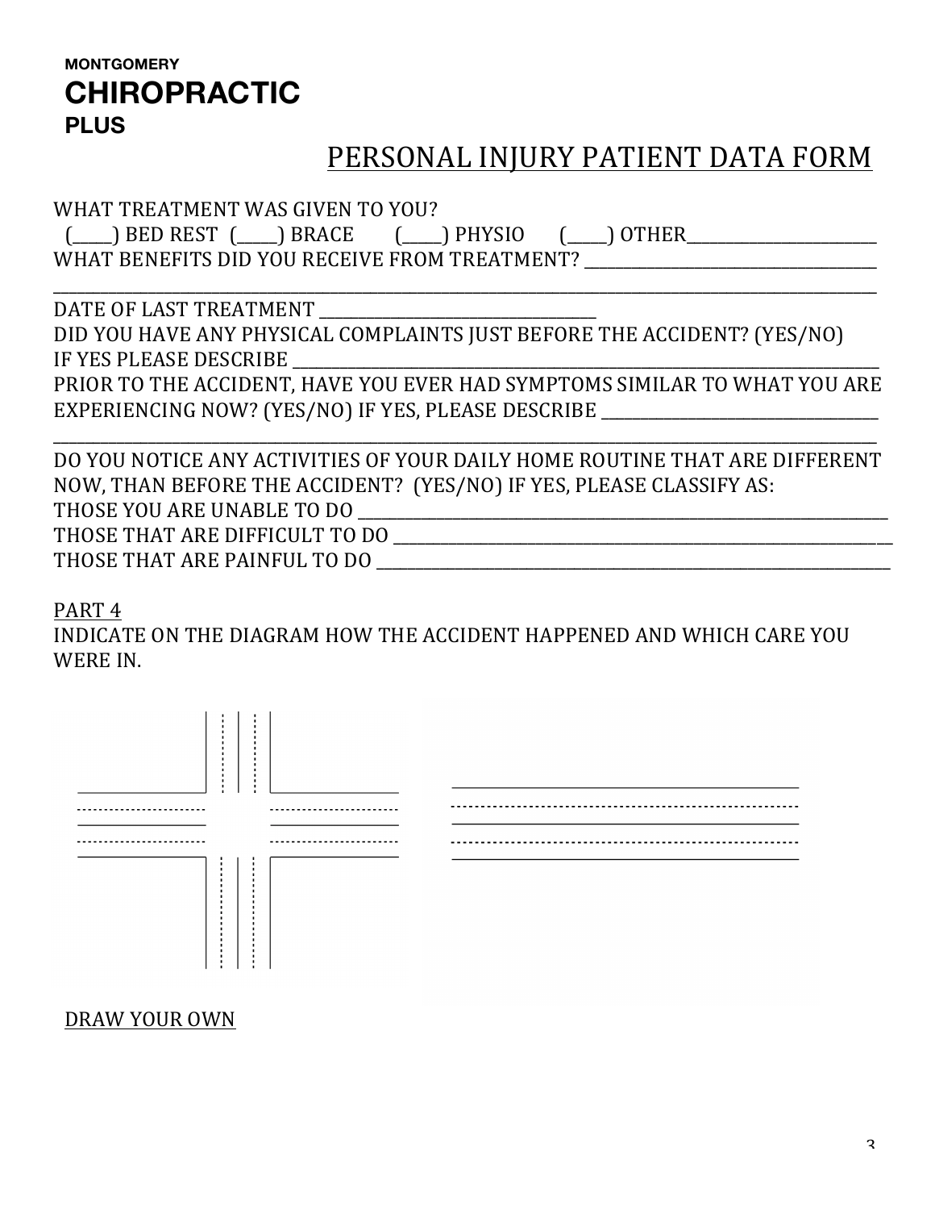**MONTGOMERY**
# CHIROPRACTIC
**PLUS**

## PERSONAL INJURY PATIENT DATA FORM

WHAT TREATMENT WAS GIVEN TO YOU?

(_____) BED REST (_____) BRACE (_____) PHYSIO (_____) OTHER________________________

WHAT BENEFITS DID YOU RECEIVE FROM TREATMENT? ____________________________________

_____________________________________________________________________________________

DATE OF LAST TREATMENT ___________________________________

DID YOU HAVE ANY PHYSICAL COMPLAINTS JUST BEFORE THE ACCIDENT? (YES/NO)

IF YES PLEASE DESCRIBE ______________________________________________________________

PRIOR TO THE ACCIDENT, HAVE YOU EVER HAD SYMPTOMS SIMILAR TO WHAT YOU ARE EXPERIENCING NOW? (YES/NO) IF YES, PLEASE DESCRIBE __________________________________

_____________________________________________________________________________________

DO YOU NOTICE ANY ACTIVITIES OF YOUR DAILY HOME ROUTINE THAT ARE DIFFERENT NOW, THAN BEFORE THE ACCIDENT? (YES/NO) IF YES, PLEASE CLASSIFY AS:

THOSE YOU ARE UNABLE TO DO _________________________________________________________

THOSE THAT ARE DIFFICULT TO DO ______________________________________________________

THOSE THAT ARE PAINFUL TO DO _______________________________________________________

PART 4

INDICATE ON THE DIAGRAM HOW THE ACCIDENT HAPPENED AND WHICH CARE YOU WERE IN.

DRAW YOUR OWN